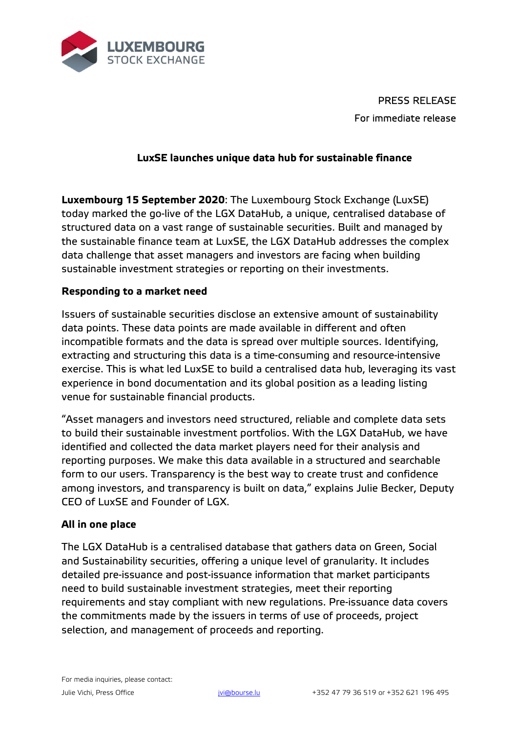PRESS RELEASE

For immediate release

## LuxSE launches unique data hub for sustainable finance

**Luxembourg 15 September 2020**: The Luxembourg Stock Exchange (LuxSE) today marked the go-live of the LGX DataHub, a unique, centralised database of structured data on a vast range of sustainable securities. Built and managed by the sustainable finance team at LuxSE, the LGX DataHub addresses the complex data challenge that asset managers and investors are facing when building sustainable investment strategies or reporting on their investments.

### Responding to a market need

Issuers of sustainable securities disclose an extensive amount of sustainability data points. These data points are made available in different and often incompatible formats and the data is spread over multiple sources. Identifying, extracting and structuring this data is a time-consuming and resource-intensive exercise. This is what led LuxSE to build a centralised data hub, leveraging its vast experience in bond documentation and its global position as a leading listing venue for sustainable financial products.

"Asset managers and investors need structured, reliable and complete data sets to build their sustainable investment portfolios. With the LGX DataHub, we have identified and collected the data market players need for their analysis and reporting purposes. We make this data available in a structured and searchable form to our users. Transparency is the best way to create trust and confidence among investors, and transparency is built on data," explains Julie Becker, Deputy CEO of LuxSE and Founder of LGX.

### All in one place

The LGX DataHub is a centralised database that gathers data on Green, Social and Sustainability securities, offering a unique level of granularity. It includes detailed pre-issuance and post-issuance information that market participants need to build sustainable investment strategies, meet their reporting requirements and stay compliant with new regulations. Pre-issuance data covers the commitments made by the issuers in terms of use of proceeds, project selection, and management of proceeds and reporting.

For media inquiries, please contact:

Julie Vichi, Press Office jvi@bourse.lu +352 47 79 36 519 or +352 621 196 495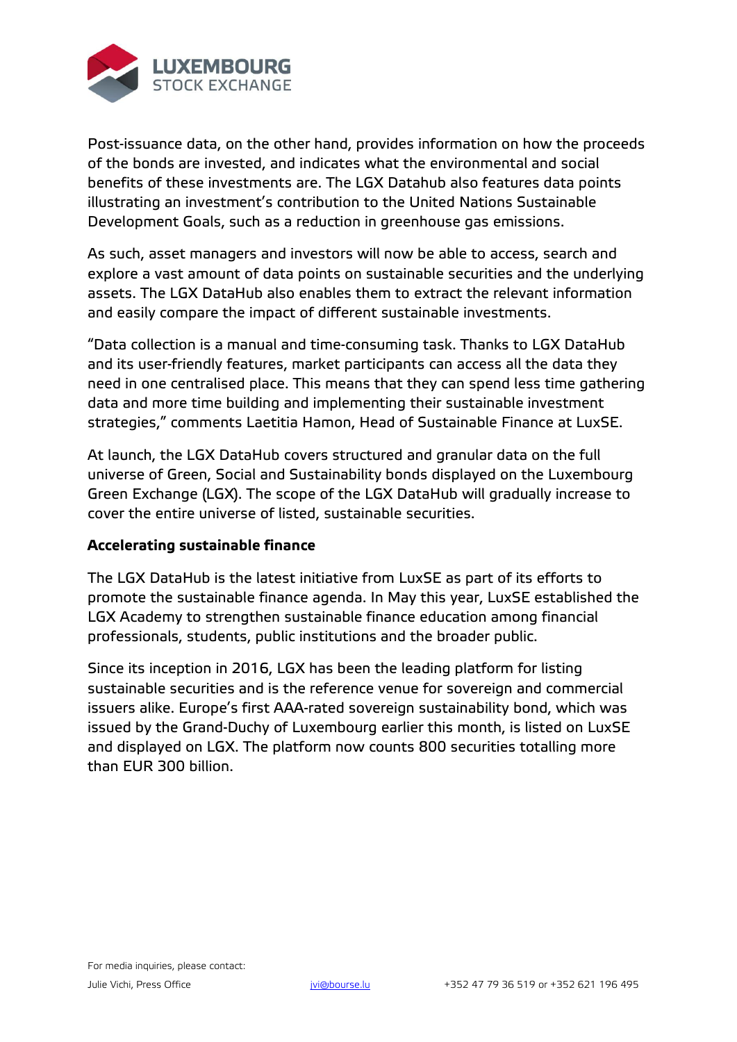Post-issuance data, on the other hand, provides information on how the proceeds of the bonds are invested, and indicates what the environmental and social benefits of these investments are. The LGX Datahub also features data points illustrating an investment's contribution to the United Nations Sustainable Development Goals, such as a reduction in greenhouse gas emissions.

As such, asset managers and investors will now be able to access, search and explore a vast amount of data points on sustainable securities and the underlying assets. The LGX DataHub also enables them to extract the relevant information and easily compare the impact of different sustainable investments.

"Data collection is a manual and time-consuming task. Thanks to LGX DataHub and its user-friendly features, market participants can access all the data they need in one centralised place. This means that they can spend less time gathering data and more time building and implementing their sustainable investment strategies," comments Laetitia Hamon, Head of Sustainable Finance at LuxSE.

At launch, the LGX DataHub covers structured and granular data on the full universe of Green, Social and Sustainability bonds displayed on the Luxembourg Green Exchange (LGX). The scope of the LGX DataHub will gradually increase to cover the entire universe of listed, sustainable securities.

**Accelerating sustainable finance**

The LGX DataHub is the latest initiative from LuxSE as part of its efforts to promote the sustainable finance agenda. In May this year, LuxSE established the LGX Academy to strengthen sustainable finance education among financial professionals, students, public institutions and the broader public.

Since its inception in 2016, LGX has been the leading platform for listing sustainable securities and is the reference venue for sovereign and commercial issuers alike. Europe's first AAA-rated sovereign sustainability bond, which was issued by the Grand-Duchy of Luxembourg earlier this month, is listed on LuxSE and displayed on LGX. The platform now counts 800 securities totalling more than EUR 300 billion.

For media inquiries, please contact:

Julie Vichi, Press Office jvi@bourse.lu +352 47 79 36 519 or +352 621 196 495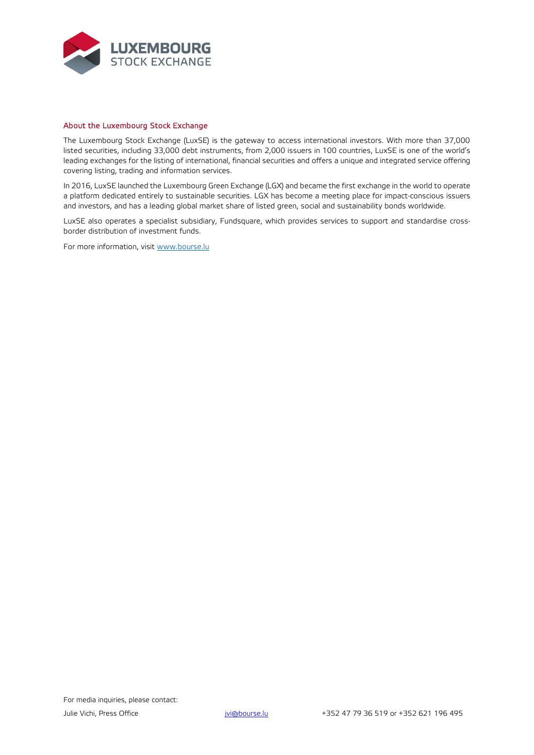## About the Luxembourg Stock Exchange

The Luxembourg Stock Exchange (LuxSE) is the gateway to access international investors. With more than 37,000 listed securities, including 33,000 debt instruments, from 2,000 issuers in 100 countries, LuxSE is one of the world's leading exchanges for the listing of international, financial securities and offers a unique and integrated service offering covering listing, trading and information services.

In 2016, LuxSE launched the Luxembourg Green Exchange (LGX) and became the first exchange in the world to operate a platform dedicated entirely to sustainable securities. LGX has become a meeting place for impact-conscious issuers and investors, and has a leading global market share of listed green, social and sustainability bonds worldwide.

LuxSE also operates a specialist subsidiary, Fundsquare, which provides services to support and standardise cross-border distribution of investment funds.

For more information, visit www.bourse.lu

For media inquiries, please contact:

Julie Vichi, Press Office jvi@bourse.lu +352 47 79 36 519 or +352 621 196 495